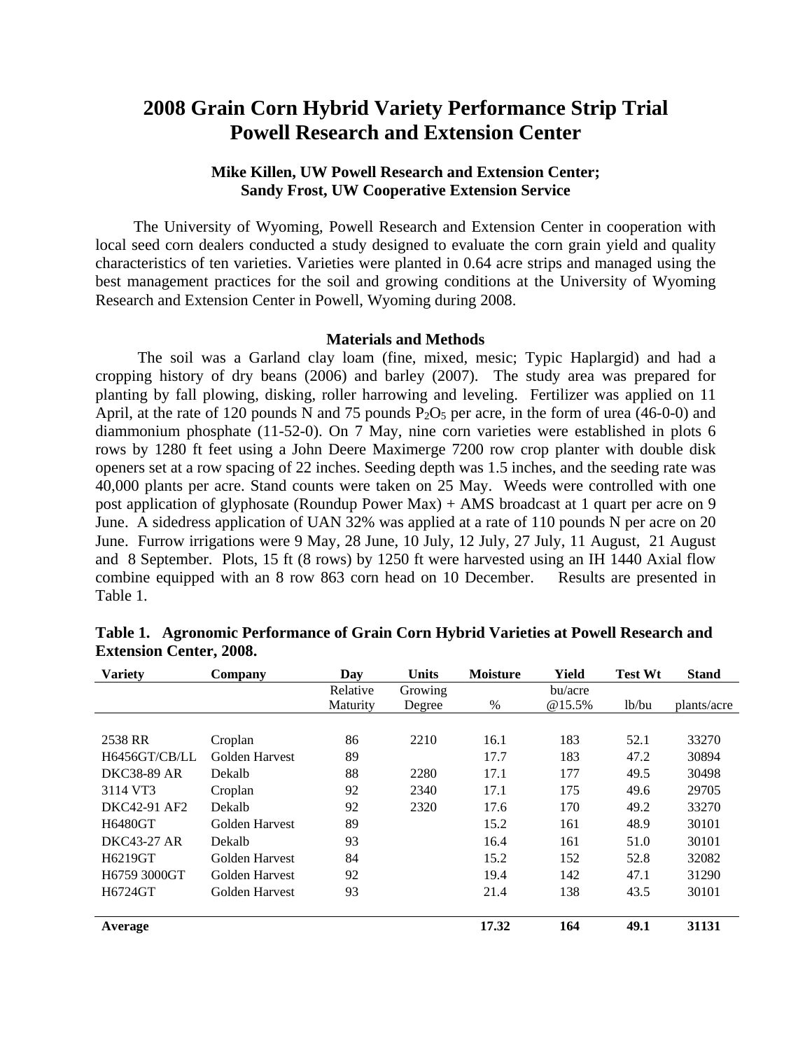# 2008 Grain Corn Hybrid Variety Performance Strip Trial Powell Research and Extension Center

**Mike Killen, UW Powell Research and Extension Center;**
**Sandy Frost, UW Cooperative Extension Service**

The University of Wyoming, Powell Research and Extension Center in cooperation with local seed corn dealers conducted a study designed to evaluate the corn grain yield and quality characteristics of ten varieties. Varieties were planted in 0.64 acre strips and managed using the best management practices for the soil and growing conditions at the University of Wyoming Research and Extension Center in Powell, Wyoming during 2008.

### Materials and Methods

The soil was a Garland clay loam (fine, mixed, mesic; Typic Haplargid) and had a cropping history of dry beans (2006) and barley (2007). The study area was prepared for planting by fall plowing, disking, roller harrowing and leveling. Fertilizer was applied on 11 April, at the rate of 120 pounds N and 75 pounds $P_2O_5$ per acre, in the form of urea (46-0-0) and diammonium phosphate (11-52-0). On 7 May, nine corn varieties were established in plots 6 rows by 1280 ft feet using a John Deere Maximerge 7200 row crop planter with double disk openers set at a row spacing of 22 inches. Seeding depth was 1.5 inches, and the seeding rate was 40,000 plants per acre. Stand counts were taken on 25 May. Weeds were controlled with one post application of glyphosate (Roundup Power Max) + AMS broadcast at 1 quart per acre on 9 June. A sidedress application of UAN 32% was applied at a rate of 110 pounds N per acre on 20 June. Furrow irrigations were 9 May, 28 June, 10 July, 12 July, 27 July, 11 August, 21 August and 8 September. Plots, 15 ft (8 rows) by 1250 ft were harvested using an IH 1440 Axial flow combine equipped with an 8 row 863 corn head on 10 December. Results are presented in Table 1.

**Table 1. Agronomic Performance of Grain Corn Hybrid Varieties at Powell Research and Extension Center, 2008.**

| Variety | Company | Day | Units | Moisture | Yield | Test Wt | Stand |
|---|---|---|---|---|---|---|---|
| | | Relative Maturity | Growing Degree | % | bu/acre @15.5% | lb/bu | plants/acre |
| 2538 RR | Croplan | 86 | 2210 | 16.1 | 183 | 52.1 | 33270 |
| H6456GT/CB/LL | Golden Harvest | 89 | | 17.7 | 183 | 47.2 | 30894 |
| DKC38-89 AR | Dekalb | 88 | 2280 | 17.1 | 177 | 49.5 | 30498 |
| 3114 VT3 | Croplan | 92 | 2340 | 17.1 | 175 | 49.6 | 29705 |
| DKC42-91 AF2 | Dekalb | 92 | 2320 | 17.6 | 170 | 49.2 | 33270 |
| H6480GT | Golden Harvest | 89 | | 15.2 | 161 | 48.9 | 30101 |
| DKC43-27 AR | Dekalb | 93 | | 16.4 | 161 | 51.0 | 30101 |
| H6219GT | Golden Harvest | 84 | | 15.2 | 152 | 52.8 | 32082 |
| H6759 3000GT | Golden Harvest | 92 | | 19.4 | 142 | 47.1 | 31290 |
| H6724GT | Golden Harvest | 93 | | 21.4 | 138 | 43.5 | 30101 |
| **Average** | | | | **17.32** | **164** | **49.1** | **31131** |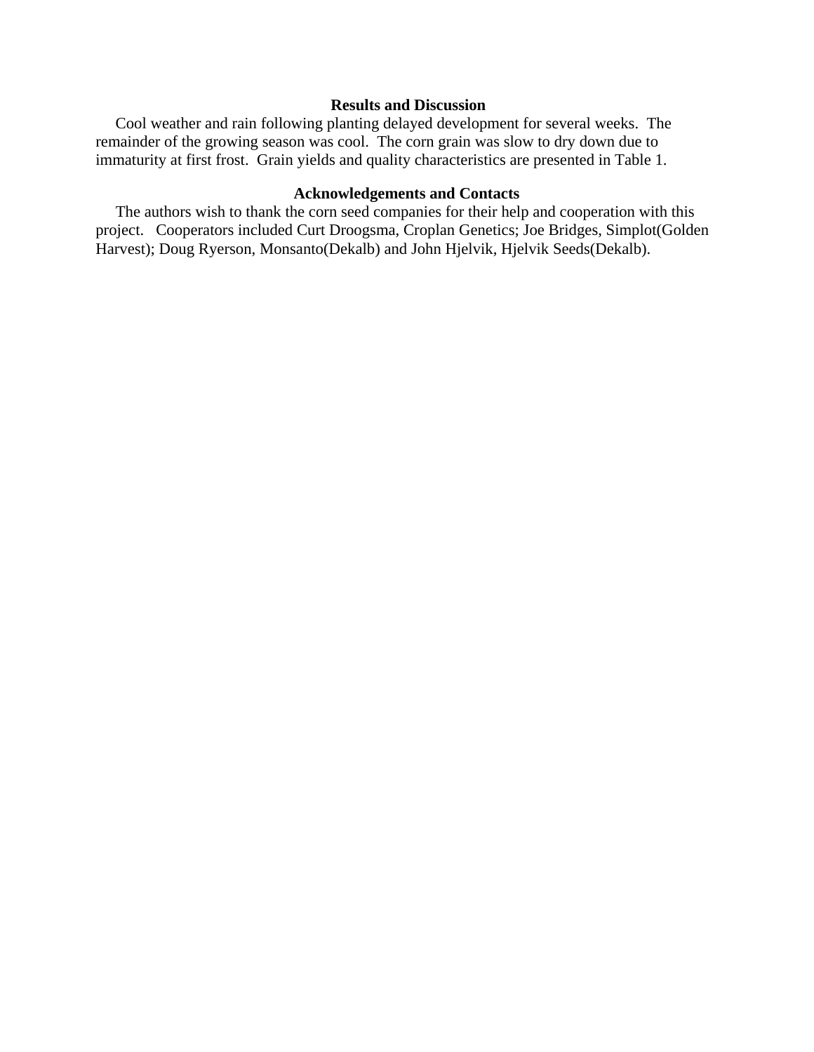## Results and Discussion

Cool weather and rain following planting delayed development for several weeks. The remainder of the growing season was cool. The corn grain was slow to dry down due to immaturity at first frost. Grain yields and quality characteristics are presented in Table 1.

## Acknowledgements and Contacts

The authors wish to thank the corn seed companies for their help and cooperation with this project. Cooperators included Curt Droogsma, Croplan Genetics; Joe Bridges, Simplot(Golden Harvest); Doug Ryerson, Monsanto(Dekalb) and John Hjelvik, Hjelvik Seeds(Dekalb).